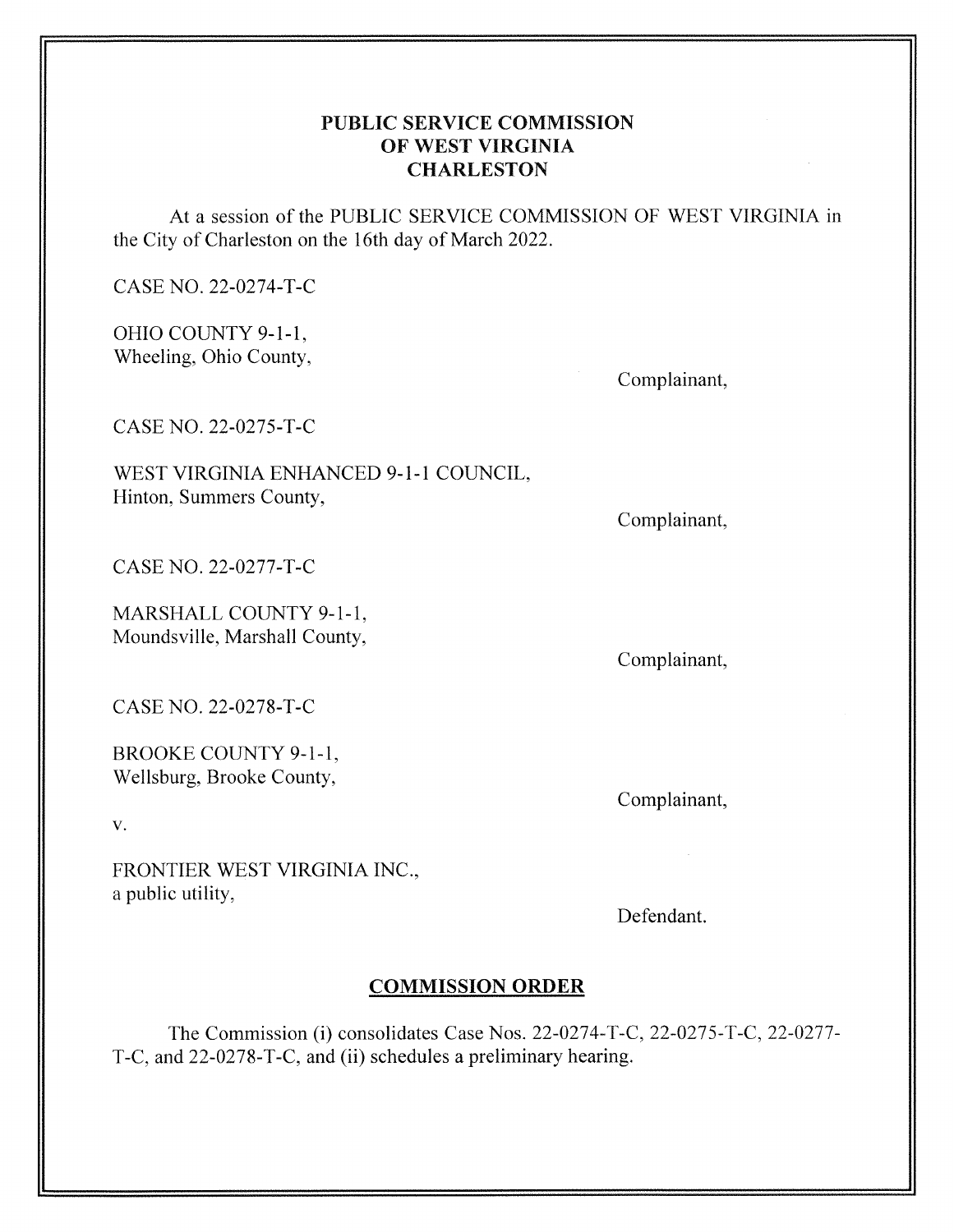**PUBLIC SERVICE COMMISSION**
**OF WEST VIRGINIA**
**CHARLESTON**

At a session of the PUBLIC SERVICE COMMISSION OF WEST VIRGINIA in the City of Charleston on the 16th day of March 2022.

CASE NO. 22-0274-T-C

OHIO COUNTY 9-1-1,
Wheeling, Ohio County,

Complainant,

CASE NO. 22-0275-T-C

WEST VIRGINIA ENHANCED 9-1-1 COUNCIL,
Hinton, Summers County,

Complainant,

CASE NO. 22-0277-T-C

MARSHALL COUNTY 9-1-1,
Moundsville, Marshall County,

Complainant,

CASE NO. 22-0278-T-C

BROOKE COUNTY 9-1-1,
Wellsburg, Brooke County,

Complainant,

v.

FRONTIER WEST VIRGINIA INC.,
a public utility,

Defendant.

## COMMISSION ORDER

The Commission (i) consolidates Case Nos. 22-0274-T-C, 22-0275-T-C, 22-0277-T-C, and 22-0278-T-C, and (ii) schedules a preliminary hearing.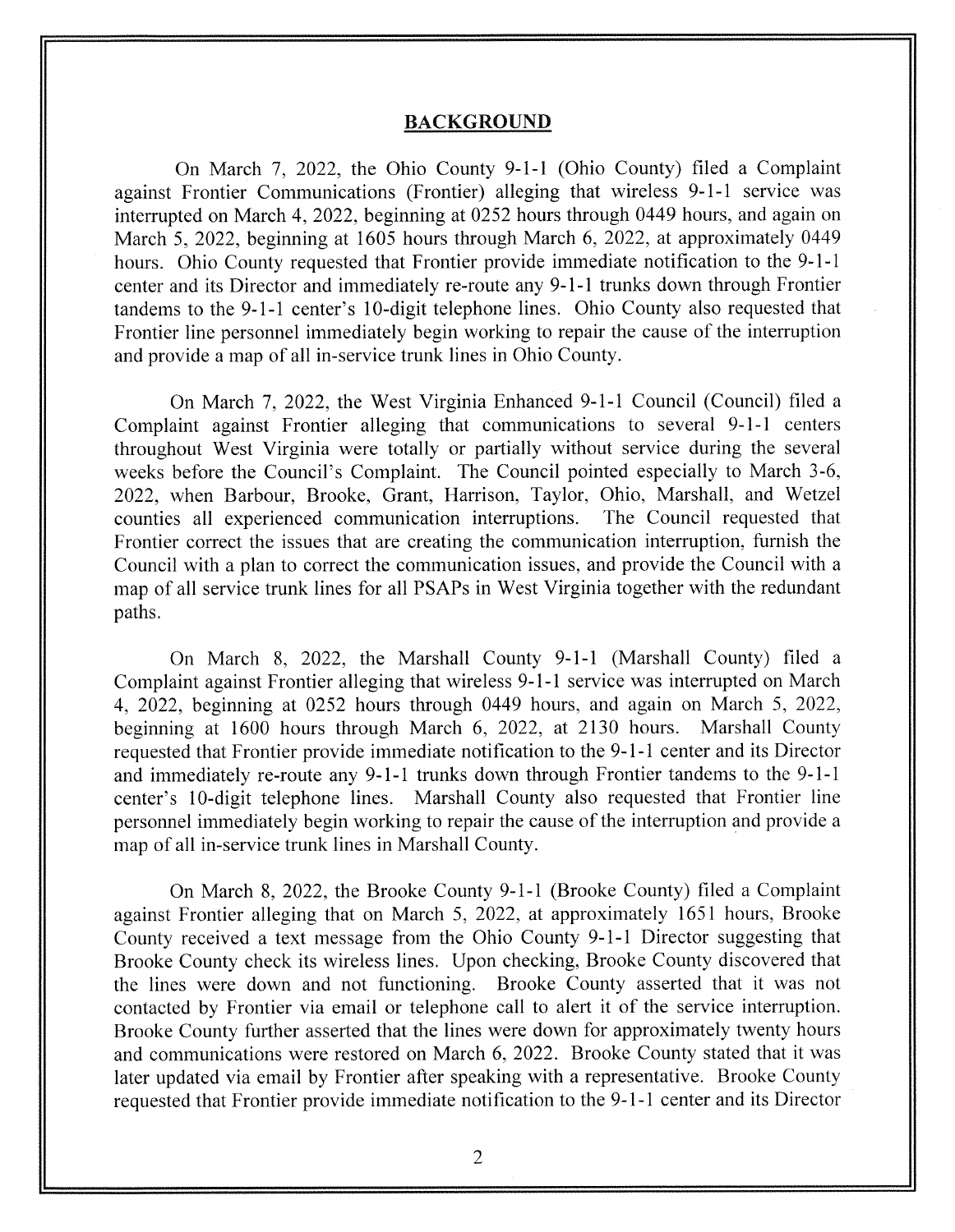## BACKGROUND

On March 7, 2022, the Ohio County 9-1-1 (Ohio County) filed a Complaint against Frontier Communications (Frontier) alleging that wireless 9-1-1 service was interrupted on March 4, 2022, beginning at 0252 hours through 0449 hours, and again on March 5, 2022, beginning at 1605 hours through March 6, 2022, at approximately 0449 hours. Ohio County requested that Frontier provide immediate notification to the 9-1-1 center and its Director and immediately re-route any 9-1-1 trunks down through Frontier tandems to the 9-1-1 center's 10-digit telephone lines. Ohio County also requested that Frontier line personnel immediately begin working to repair the cause of the interruption and provide a map of all in-service trunk lines in Ohio County.

On March 7, 2022, the West Virginia Enhanced 9-1-1 Council (Council) filed a Complaint against Frontier alleging that communications to several 9-1-1 centers throughout West Virginia were totally or partially without service during the several weeks before the Council's Complaint. The Council pointed especially to March 3-6, 2022, when Barbour, Brooke, Grant, Harrison, Taylor, Ohio, Marshall, and Wetzel counties all experienced communication interruptions. The Council requested that Frontier correct the issues that are creating the communication interruption, furnish the Council with a plan to correct the communication issues, and provide the Council with a map of all service trunk lines for all PSAPs in West Virginia together with the redundant paths.

On March 8, 2022, the Marshall County 9-1-1 (Marshall County) filed a Complaint against Frontier alleging that wireless 9-1-1 service was interrupted on March 4, 2022, beginning at 0252 hours through 0449 hours, and again on March 5, 2022, beginning at 1600 hours through March 6, 2022, at 2130 hours. Marshall County requested that Frontier provide immediate notification to the 9-1-1 center and its Director and immediately re-route any 9-1-1 trunks down through Frontier tandems to the 9-1-1 center's 10-digit telephone lines. Marshall County also requested that Frontier line personnel immediately begin working to repair the cause of the interruption and provide a map of all in-service trunk lines in Marshall County.

On March 8, 2022, the Brooke County 9-1-1 (Brooke County) filed a Complaint against Frontier alleging that on March 5, 2022, at approximately 1651 hours, Brooke County received a text message from the Ohio County 9-1-1 Director suggesting that Brooke County check its wireless lines. Upon checking, Brooke County discovered that the lines were down and not functioning. Brooke County asserted that it was not contacted by Frontier via email or telephone call to alert it of the service interruption. Brooke County further asserted that the lines were down for approximately twenty hours and communications were restored on March 6, 2022. Brooke County stated that it was later updated via email by Frontier after speaking with a representative. Brooke County requested that Frontier provide immediate notification to the 9-1-1 center and its Director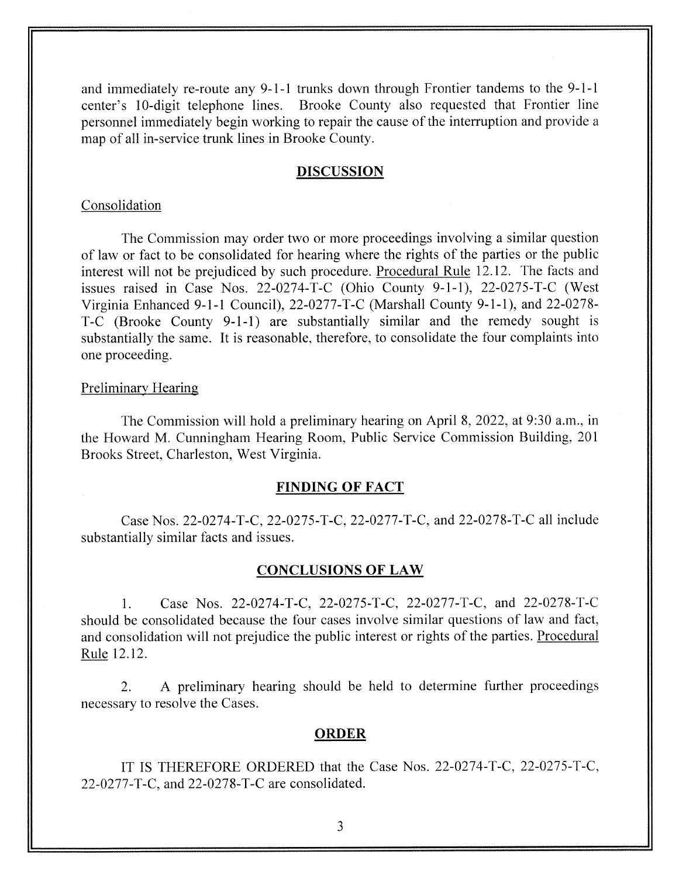and immediately re-route any 9-1-1 trunks down through Frontier tandems to the 9-1-1 center's 10-digit telephone lines. Brooke County also requested that Frontier line personnel immediately begin working to repair the cause of the interruption and provide a map of all in-service trunk lines in Brooke County.

## DISCUSSION

Consolidation

The Commission may order two or more proceedings involving a similar question of law or fact to be consolidated for hearing where the rights of the parties or the public interest will not be prejudiced by such procedure. Procedural Rule 12.12. The facts and issues raised in Case Nos. 22-0274-T-C (Ohio County 9-1-1), 22-0275-T-C (West Virginia Enhanced 9-1-1 Council), 22-0277-T-C (Marshall County 9-1-1), and 22-0278-T-C (Brooke County 9-1-1) are substantially similar and the remedy sought is substantially the same. It is reasonable, therefore, to consolidate the four complaints into one proceeding.

Preliminary Hearing

The Commission will hold a preliminary hearing on April 8, 2022, at 9:30 a.m., in the Howard M. Cunningham Hearing Room, Public Service Commission Building, 201 Brooks Street, Charleston, West Virginia.

## FINDING OF FACT

Case Nos. 22-0274-T-C, 22-0275-T-C, 22-0277-T-C, and 22-0278-T-C all include substantially similar facts and issues.

## CONCLUSIONS OF LAW

1. Case Nos. 22-0274-T-C, 22-0275-T-C, 22-0277-T-C, and 22-0278-T-C should be consolidated because the four cases involve similar questions of law and fact, and consolidation will not prejudice the public interest or rights of the parties. Procedural Rule 12.12.

2. A preliminary hearing should be held to determine further proceedings necessary to resolve the Cases.

## ORDER

IT IS THEREFORE ORDERED that the Case Nos. 22-0274-T-C, 22-0275-T-C, 22-0277-T-C, and 22-0278-T-C are consolidated.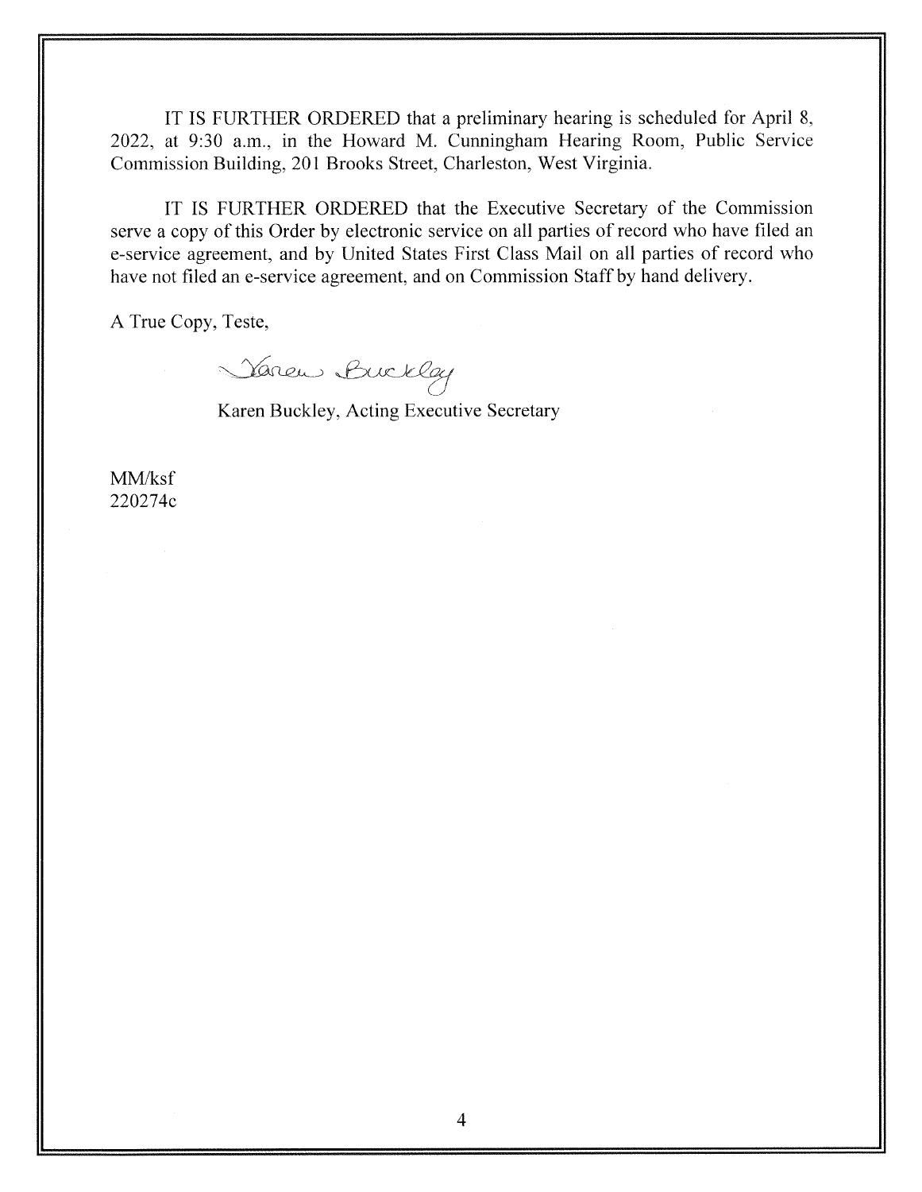IT IS FURTHER ORDERED that a preliminary hearing is scheduled for April 8, 2022, at 9:30 a.m., in the Howard M. Cunningham Hearing Room, Public Service Commission Building, 201 Brooks Street, Charleston, West Virginia.

IT IS FURTHER ORDERED that the Executive Secretary of the Commission serve a copy of this Order by electronic service on all parties of record who have filed an e-service agreement, and by United States First Class Mail on all parties of record who have not filed an e-service agreement, and on Commission Staff by hand delivery.

A True Copy, Teste,

Karen Buckley

Karen Buckley, Acting Executive Secretary

MM/ksf
220274c